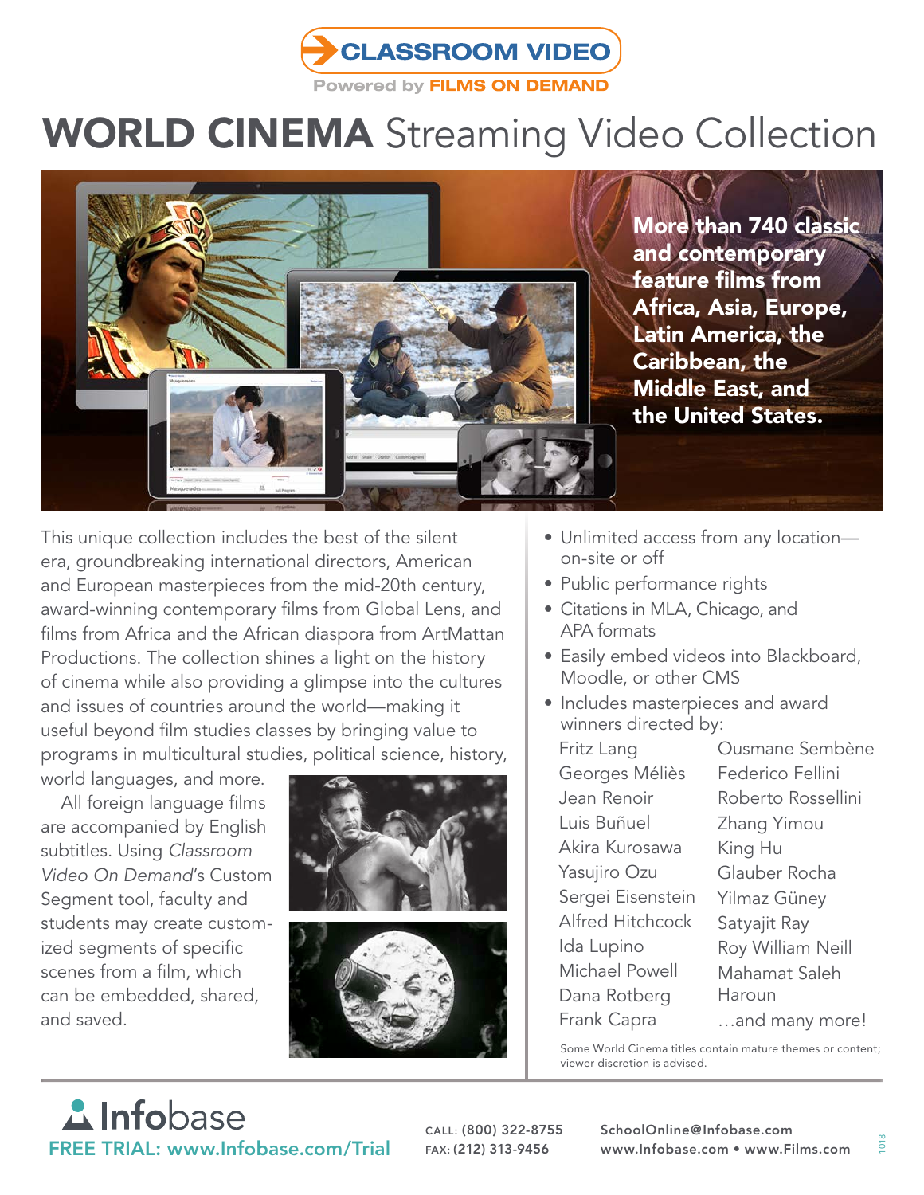**CLASSROOM VIDEO**

Powered by **FILMS ON DEMAND**

# WORLD CINEMA Streaming Video Collection

**More than 740 classic and contemporary feature films from Africa, Asia, Europe, Latin America, the Caribbean, the Middle East, and the United States.**

This unique collection includes the best of the silent era, groundbreaking international directors, American and European masterpieces from the mid-20th century, award-winning contemporary films from Global Lens, and films from Africa and the African diaspora from ArtMattan Productions. The collection shines a light on the history of cinema while also providing a glimpse into the cultures and issues of countries around the world—making it useful beyond film studies classes by bringing value to programs in multicultural studies, political science, history, world languages, and more.

All foreign language films are accompanied by English subtitles. Using *Classroom Video On Demand*'s Custom Segment tool, faculty and students may create customized segments of specific scenes from a film, which can be embedded, shared, and saved.

- Unlimited access from any location—on-site or off
- Public performance rights
- Citations in MLA, Chicago, and APA formats
- Easily embed videos into Blackboard, Moodle, or other CMS
- Includes masterpieces and award winners directed by:

| | |
|---|---|
| Fritz Lang | Ousmane Sembène |
| Georges Méliès | Federico Fellini |
| Jean Renoir | Roberto Rossellini |
| Luis Buñuel | Zhang Yimou |
| Akira Kurosawa | King Hu |
| Yasujiro Ozu | Glauber Rocha |
| Sergei Eisenstein | Yilmaz Güney |
| Alfred Hitchcock | Satyajit Ray |
| Ida Lupino | Roy William Neill |
| Michael Powell | Mahamat Saleh Haroun |
| Dana Rotberg | …and many more! |
| Frank Capra | |

Some World Cinema titles contain mature themes or content; viewer discretion is advised.

**Infobase**

FREE TRIAL: www.Infobase.com/Trial

CALL: **(800) 322-8755**
FAX: **(212) 313-9456**

**SchoolOnline@Infobase.com**
**www.Infobase.com • www.Films.com**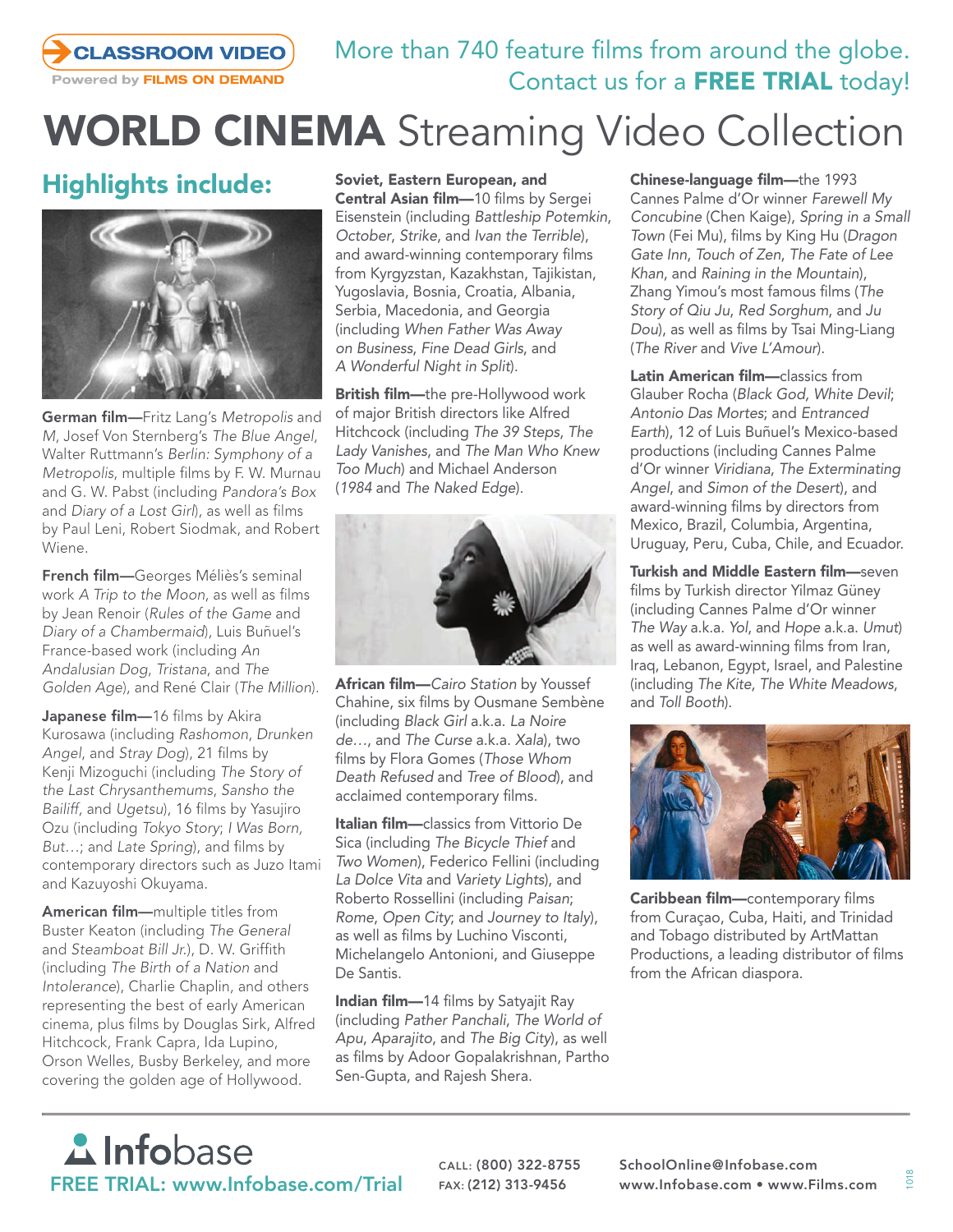CLASSROOM VIDEO
Powered by FILMS ON DEMAND

More than 740 feature films from around the globe.
Contact us for a **FREE TRIAL** today!

# WORLD CINEMA Streaming Video Collection

## Highlights include:

**German film—**Fritz Lang's *Metropolis* and *M*, Josef Von Sternberg's *The Blue Angel*, Walter Ruttmann's *Berlin: Symphony of a Metropolis*, multiple films by F. W. Murnau and G. W. Pabst (including *Pandora's Box* and *Diary of a Lost Girl*), as well as films by Paul Leni, Robert Siodmak, and Robert Wiene.

**French film—**Georges Méliès's seminal work *A Trip to the Moon*, as well as films by Jean Renoir (*Rules of the Game* and *Diary of a Chambermaid*), Luis Buñuel's France-based work (including *An Andalusian Dog*, *Tristana*, and *The Golden Age*), and René Clair (*The Million*).

**Japanese film—**16 films by Akira Kurosawa (including *Rashomon*, *Drunken Angel*, and *Stray Dog*), 21 films by Kenji Mizoguchi (including *The Story of the Last Chrysanthemums*, *Sansho the Bailiff*, and *Ugetsu*), 16 films by Yasujiro Ozu (including *Tokyo Story*; *I Was Born, But…*; and *Late Spring*), and films by contemporary directors such as Juzo Itami and Kazuyoshi Okuyama.

**American film—**multiple titles from Buster Keaton (including *The General* and *Steamboat Bill Jr.*), D. W. Griffith (including *The Birth of a Nation* and *Intolerance*), Charlie Chaplin, and others representing the best of early American cinema, plus films by Douglas Sirk, Alfred Hitchcock, Frank Capra, Ida Lupino, Orson Welles, Busby Berkeley, and more covering the golden age of Hollywood.

**Soviet, Eastern European, and Central Asian film—**10 films by Sergei Eisenstein (including *Battleship Potemkin*, *October*, *Strike*, and *Ivan the Terrible*), and award-winning contemporary films from Kyrgyzstan, Kazakhstan, Tajikistan, Yugoslavia, Bosnia, Croatia, Albania, Serbia, Macedonia, and Georgia (including *When Father Was Away on Business*, *Fine Dead Girls*, and *A Wonderful Night in Split*).

**British film—**the pre-Hollywood work of major British directors like Alfred Hitchcock (including *The 39 Steps*, *The Lady Vanishes*, and *The Man Who Knew Too Much*) and Michael Anderson (*1984* and *The Naked Edge*).

**African film—***Cairo Station* by Youssef Chahine, six films by Ousmane Sembène (including *Black Girl* a.k.a. *La Noire de…*, and *The Curse* a.k.a. *Xala*), two films by Flora Gomes (*Those Whom Death Refused* and *Tree of Blood*), and acclaimed contemporary films.

**Italian film—**classics from Vittorio De Sica (including *The Bicycle Thief* and *Two Women*), Federico Fellini (including *La Dolce Vita* and *Variety Lights*), and Roberto Rossellini (including *Paisan*; *Rome, Open City*; and *Journey to Italy*), as well as films by Luchino Visconti, Michelangelo Antonioni, and Giuseppe De Santis.

**Indian film—**14 films by Satyajit Ray (including *Pather Panchali*, *The World of Apu*, *Aparajito*, and *The Big City*), as well as films by Adoor Gopalakrishnan, Partho Sen-Gupta, and Rajesh Shera.

**Chinese-language film—**the 1993 Cannes Palme d'Or winner *Farewell My Concubine* (Chen Kaige), *Spring in a Small Town* (Fei Mu), films by King Hu (*Dragon Gate Inn*, *Touch of Zen*, *The Fate of Lee Khan*, and *Raining in the Mountain*), Zhang Yimou's most famous films (*The Story of Qiu Ju*, *Red Sorghum*, and *Ju Dou*), as well as films by Tsai Ming-Liang (*The River* and *Vive L'Amour*).

**Latin American film—**classics from Glauber Rocha (*Black God, White Devil*; *Antonio Das Mortes*; and *Entranced Earth*), 12 of Luis Buñuel's Mexico-based productions (including Cannes Palme d'Or winner *Viridiana*, *The Exterminating Angel*, and *Simon of the Desert*), and award-winning films by directors from Mexico, Brazil, Columbia, Argentina, Uruguay, Peru, Cuba, Chile, and Ecuador.

**Turkish and Middle Eastern film—**seven films by Turkish director Yilmaz Güney (including Cannes Palme d'Or winner *The Way* a.k.a. *Yol*, and *Hope* a.k.a. *Umut*) as well as award-winning films from Iran, Iraq, Lebanon, Egypt, Israel, and Palestine (including *The Kite*, *The White Meadows*, and *Toll Booth*).

**Caribbean film—**contemporary films from Curaçao, Cuba, Haiti, and Trinidad and Tobago distributed by ArtMattan Productions, a leading distributor of films from the African diaspora.

Infobase
FREE TRIAL: www.Infobase.com/Trial

CALL: (800) 322-8755
FAX: (212) 313-9456

SchoolOnline@Infobase.com
www.Infobase.com • www.Films.com

1018